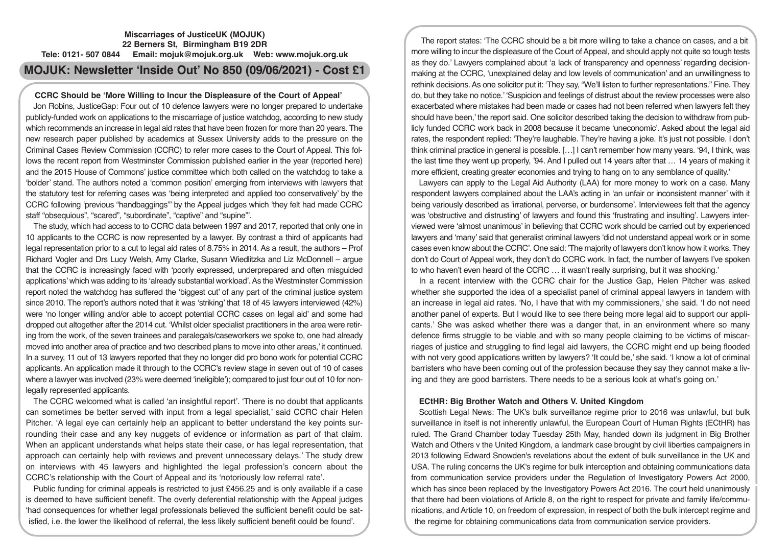**Miscarriages of JusticeUK (MOJUK)**
**22 Berners St, Birmingham B19 2DR**
**Tele: 0121- 507 0844 Email: mojuk@mojuk.org.uk Web: www.mojuk.org.uk**

# MOJUK: Newsletter 'Inside Out' No 850 (09/06/2021) - Cost £1

## CCRC Should be 'More Willing to Incur the Displeasure of the Court of Appeal'

Jon Robins, JusticeGap: Four out of 10 defence lawyers were no longer prepared to undertake publicly-funded work on applications to the miscarriage of justice watchdog, according to new study which recommends an increase in legal aid rates that have been frozen for more than 20 years. The new research paper published by academics at Sussex University adds to the pressure on the Criminal Cases Review Commission (CCRC) to refer more cases to the Court of Appeal. This follows the recent report from Westminster Commission published earlier in the year (reported here) and the 2015 House of Commons' justice committee which both called on the watchdog to take a 'bolder' stand. The authors noted a 'common position' emerging from interviews with lawyers that the statutory test for referring cases was 'being interpreted and applied too conservatively' by the CCRC following 'previous "handbaggings"' by the Appeal judges which 'they felt had made CCRC staff "obsequious", "scared", "subordinate", "captive" and "supine"'.

The study, which had access to to CCRC data between 1997 and 2017, reported that only one in 10 applicants to the CCRC is now represented by a lawyer. By contrast a third of applicants had legal representation prior to a cut to legal aid rates of 8.75% in 2014. As a result, the authors – Prof Richard Vogler and Drs Lucy Welsh, Amy Clarke, Susann Wiedlitzka and Liz McDonnell – argue that the CCRC is increasingly faced with 'poorly expressed, underprepared and often misguided applications' which was adding to its 'already substantial workload'. As the Westminster Commission report noted the watchdog has suffered the 'biggest cut' of any part of the criminal justice system since 2010. The report's authors noted that it was 'striking' that 18 of 45 lawyers interviewed (42%) were 'no longer willing and/or able to accept potential CCRC cases on legal aid' and some had dropped out altogether after the 2014 cut. 'Whilst older specialist practitioners in the area were retiring from the work, of the seven trainees and paralegals/caseworkers we spoke to, one had already moved into another area of practice and two described plans to move into other areas,' it continued. In a survey, 11 out of 13 lawyers reported that they no longer did pro bono work for potential CCRC applicants. An application made it through to the CCRC's review stage in seven out of 10 of cases where a lawyer was involved (23% were deemed 'ineligible'); compared to just four out of 10 for non-legally represented applicants.

The CCRC welcomed what is called 'an insightful report'. 'There is no doubt that applicants can sometimes be better served with input from a legal specialist,' said CCRC chair Helen Pitcher. 'A legal eye can certainly help an applicant to better understand the key points surrounding their case and any key nuggets of evidence or information as part of that claim. When an applicant understands what helps state their case, or has legal representation, that approach can certainly help with reviews and prevent unnecessary delays.' The study drew on interviews with 45 lawyers and highlighted the legal profession's concern about the CCRC's relationship with the Court of Appeal and its 'notoriously low referral rate'.

Public funding for criminal appeals is restricted to just £456.25 and is only available if a case is deemed to have sufficient benefit. The overly deferential relationship with the Appeal judges 'had consequences for whether legal professionals believed the sufficient benefit could be satisfied, i.e. the lower the likelihood of referral, the less likely sufficient benefit could be found'.

The report states: 'The CCRC should be a bit more willing to take a chance on cases, and a bit more willing to incur the displeasure of the Court of Appeal, and should apply not quite so tough tests as they do.' Lawyers complained about 'a lack of transparency and openness' regarding decision-making at the CCRC, 'unexplained delay and low levels of communication' and an unwillingness to rethink decisions. As one solicitor put it: 'They say, "We'll listen to further representations." Fine. They do, but they take no notice.' 'Suspicion and feelings of distrust about the review processes were also exacerbated where mistakes had been made or cases had not been referred when lawyers felt they should have been,' the report said. One solicitor described taking the decision to withdraw from publicly funded CCRC work back in 2008 because it became 'uneconomic'. Asked about the legal aid rates, the respondent replied: 'They're laughable. They're having a joke. It's just not possible. I don't think criminal practice in general is possible. […] I can't remember how many years. '94, I think, was the last time they went up properly, '94. And I pulled out 14 years after that … 14 years of making it more efficient, creating greater economies and trying to hang on to any semblance of quality.'

Lawyers can apply to the Legal Aid Authority (LAA) for more money to work on a case. Many respondent lawyers complained about the LAA's acting in 'an unfair or inconsistent manner' with it being variously described as 'irrational, perverse, or burdensome'. Interviewees felt that the agency was 'obstructive and distrusting' of lawyers and found this 'frustrating and insulting'. Lawyers interviewed were 'almost unanimous' in believing that CCRC work should be carried out by experienced lawyers and 'many' said that generalist criminal lawyers 'did not understand appeal work or in some cases even know about the CCRC'. One said: 'The majority of lawyers don't know how it works. They don't do Court of Appeal work, they don't do CCRC work. In fact, the number of lawyers I've spoken to who haven't even heard of the CCRC … it wasn't really surprising, but it was shocking.'

In a recent interview with the CCRC chair for the Justice Gap, Helen Pitcher was asked whether she supported the idea of a specialist panel of criminal appeal lawyers in tandem with an increase in legal aid rates. 'No, I have that with my commissioners,' she said. 'I do not need another panel of experts. But I would like to see there being more legal aid to support our applicants.' She was asked whether there was a danger that, in an environment where so many defence firms struggle to be viable and with so many people claiming to be victims of miscarriages of justice and struggling to find legal aid lawyers, the CCRC might end up being flooded with not very good applications written by lawyers? 'It could be,' she said. 'I know a lot of criminal barristers who have been coming out of the profession because they say they cannot make a living and they are good barristers. There needs to be a serious look at what's going on.'

## ECtHR: Big Brother Watch and Others V. United Kingdom

Scottish Legal News: The UK's bulk surveillance regime prior to 2016 was unlawful, but bulk surveillance in itself is not inherently unlawful, the European Court of Human Rights (ECtHR) has ruled. The Grand Chamber today Tuesday 25th May, handed down its judgment in Big Brother Watch and Others v the United Kingdom, a landmark case brought by civil liberties campaigners in 2013 following Edward Snowden's revelations about the extent of bulk surveillance in the UK and USA. The ruling concerns the UK's regime for bulk interception and obtaining communications data from communication service providers under the Regulation of Investigatory Powers Act 2000, which has since been replaced by the Investigatory Powers Act 2016. The court held unanimously that there had been violations of Article 8, on the right to respect for private and family life/communications, and Article 10, on freedom of expression, in respect of both the bulk intercept regime and the regime for obtaining communications data from communication service providers.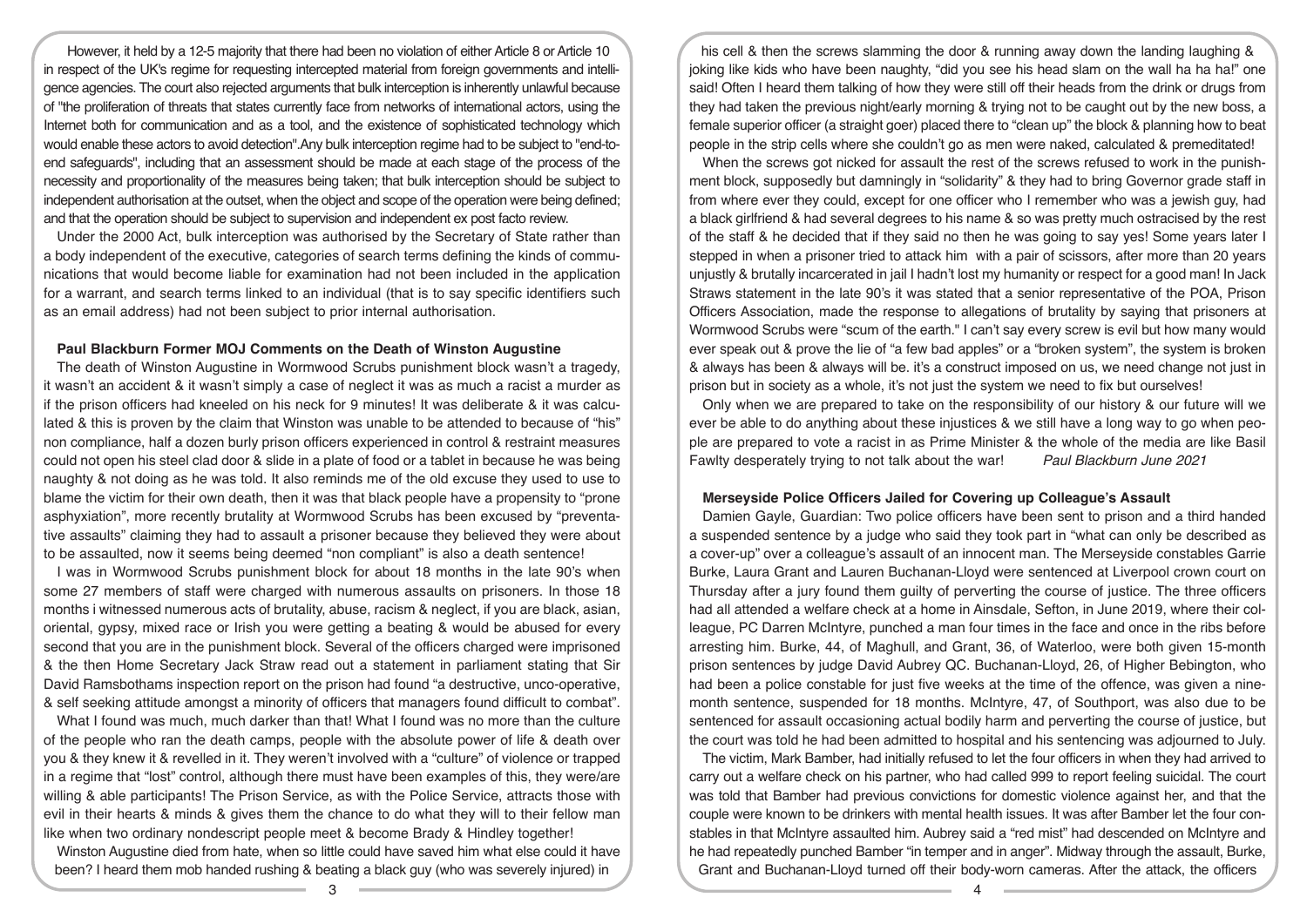However, it held by a 12-5 majority that there had been no violation of either Article 8 or Article 10 in respect of the UK's regime for requesting intercepted material from foreign governments and intelligence agencies. The court also rejected arguments that bulk interception is inherently unlawful because of "the proliferation of threats that states currently face from networks of international actors, using the Internet both for communication and as a tool, and the existence of sophisticated technology which would enable these actors to avoid detection".Any bulk interception regime had to be subject to "end-to-end safeguards", including that an assessment should be made at each stage of the process of the necessity and proportionality of the measures being taken; that bulk interception should be subject to independent authorisation at the outset, when the object and scope of the operation were being defined; and that the operation should be subject to supervision and independent ex post facto review.

Under the 2000 Act, bulk interception was authorised by the Secretary of State rather than a body independent of the executive, categories of search terms defining the kinds of communications that would become liable for examination had not been included in the application for a warrant, and search terms linked to an individual (that is to say specific identifiers such as an email address) had not been subject to prior internal authorisation.

**Paul Blackburn Former MOJ Comments on the Death of Winston Augustine**

The death of Winston Augustine in Wormwood Scrubs punishment block wasn't a tragedy, it wasn't an accident & it wasn't simply a case of neglect it was as much a racist a murder as if the prison officers had kneeled on his neck for 9 minutes! It was deliberate & it was calculated & this is proven by the claim that Winston was unable to be attended to because of "his" non compliance, half a dozen burly prison officers experienced in control & restraint measures could not open his steel clad door & slide in a plate of food or a tablet in because he was being naughty & not doing as he was told. It also reminds me of the old excuse they used to use to blame the victim for their own death, then it was that black people have a propensity to "prone asphyxiation", more recently brutality at Wormwood Scrubs has been excused by "preventative assaults" claiming they had to assault a prisoner because they believed they were about to be assaulted, now it seems being deemed "non compliant" is also a death sentence!

I was in Wormwood Scrubs punishment block for about 18 months in the late 90's when some 27 members of staff were charged with numerous assaults on prisoners. In those 18 months i witnessed numerous acts of brutality, abuse, racism & neglect, if you are black, asian, oriental, gypsy, mixed race or Irish you were getting a beating & would be abused for every second that you are in the punishment block. Several of the officers charged were imprisoned & the then Home Secretary Jack Straw read out a statement in parliament stating that Sir David Ramsbothams inspection report on the prison had found "a destructive, unco-operative, & self seeking attitude amongst a minority of officers that managers found difficult to combat".

What I found was much, much darker than that! What I found was no more than the culture of the people who ran the death camps, people with the absolute power of life & death over you & they knew it & revelled in it. They weren't involved with a "culture" of violence or trapped in a regime that "lost" control, although there must have been examples of this, they were/are willing & able participants! The Prison Service, as with the Police Service, attracts those with evil in their hearts & minds & gives them the chance to do what they will to their fellow man like when two ordinary nondescript people meet & become Brady & Hindley together!

Winston Augustine died from hate, when so little could have saved him what else could it have been? I heard them mob handed rushing & beating a black guy (who was severely injured) in his cell & then the screws slamming the door & running away down the landing laughing & joking like kids who have been naughty, "did you see his head slam on the wall ha ha ha!" one said! Often I heard them talking of how they were still off their heads from the drink or drugs from they had taken the previous night/early morning & trying not to be caught out by the new boss, a female superior officer (a straight goer) placed there to "clean up" the block & planning how to beat people in the strip cells where she couldn't go as men were naked, calculated & premeditated!

When the screws got nicked for assault the rest of the screws refused to work in the punishment block, supposedly but damningly in "solidarity" & they had to bring Governor grade staff in from where ever they could, except for one officer who I remember who was a jewish guy, had a black girlfriend & had several degrees to his name & so was pretty much ostracised by the rest of the staff & he decided that if they said no then he was going to say yes! Some years later I stepped in when a prisoner tried to attack him with a pair of scissors, after more than 20 years unjustly & brutally incarcerated in jail I hadn't lost my humanity or respect for a good man! In Jack Straws statement in the late 90's it was stated that a senior representative of the POA, Prison Officers Association, made the response to allegations of brutality by saying that prisoners at Wormwood Scrubs were "scum of the earth." I can't say every screw is evil but how many would ever speak out & prove the lie of "a few bad apples" or a "broken system", the system is broken & always has been & always will be. it's a construct imposed on us, we need change not just in prison but in society as a whole, it's not just the system we need to fix but ourselves!

Only when we are prepared to take on the responsibility of our history & our future will we ever be able to do anything about these injustices & we still have a long way to go when people are prepared to vote a racist in as Prime Minister & the whole of the media are like Basil Fawlty desperately trying to not talk about the war! *Paul Blackburn June 2021*

**Merseyside Police Officers Jailed for Covering up Colleague's Assault**

Damien Gayle, Guardian: Two police officers have been sent to prison and a third handed a suspended sentence by a judge who said they took part in "what can only be described as a cover-up" over a colleague's assault of an innocent man. The Merseyside constables Garrie Burke, Laura Grant and Lauren Buchanan-Lloyd were sentenced at Liverpool crown court on Thursday after a jury found them guilty of perverting the course of justice. The three officers had all attended a welfare check at a home in Ainsdale, Sefton, in June 2019, where their colleague, PC Darren McIntyre, punched a man four times in the face and once in the ribs before arresting him. Burke, 44, of Maghull, and Grant, 36, of Waterloo, were both given 15-month prison sentences by judge David Aubrey QC. Buchanan-Lloyd, 26, of Higher Bebington, who had been a police constable for just five weeks at the time of the offence, was given a nine-month sentence, suspended for 18 months. McIntyre, 47, of Southport, was also due to be sentenced for assault occasioning actual bodily harm and perverting the course of justice, but the court was told he had been admitted to hospital and his sentencing was adjourned to July.

The victim, Mark Bamber, had initially refused to let the four officers in when they had arrived to carry out a welfare check on his partner, who had called 999 to report feeling suicidal. The court was told that Bamber had previous convictions for domestic violence against her, and that the couple were known to be drinkers with mental health issues. It was after Bamber let the four constables in that McIntyre assaulted him. Aubrey said a "red mist" had descended on McIntyre and he had repeatedly punched Bamber "in temper and in anger". Midway through the assault, Burke, Grant and Buchanan-Lloyd turned off their body-worn cameras. After the attack, the officers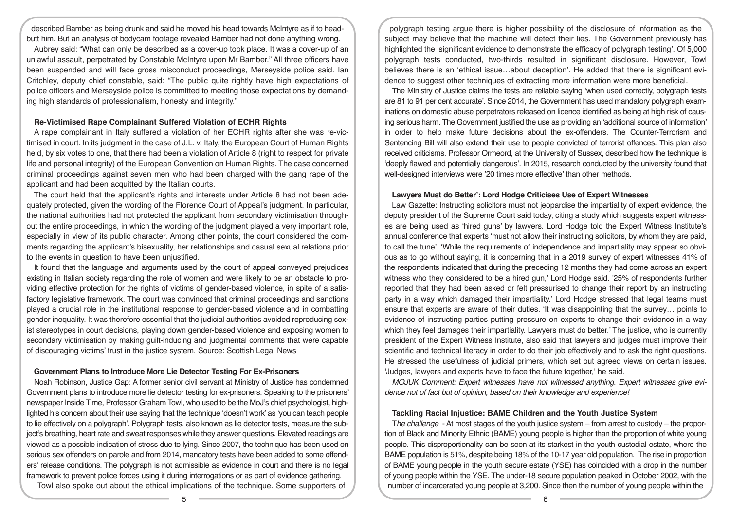described Bamber as being drunk and said he moved his head towards McIntyre as if to headbutt him. But an analysis of bodycam footage revealed Bamber had not done anything wrong.

Aubrey said: "What can only be described as a cover-up took place. It was a cover-up of an unlawful assault, perpetrated by Constable McIntyre upon Mr Bamber." All three officers have been suspended and will face gross misconduct proceedings, Merseyside police said. Ian Critchley, deputy chief constable, said: "The public quite rightly have high expectations of police officers and Merseyside police is committed to meeting those expectations by demanding high standards of professionalism, honesty and integrity."

### Re-Victimised Rape Complainant Suffered Violation of ECHR Rights

A rape complainant in Italy suffered a violation of her ECHR rights after she was re-victimised in court. In its judgment in the case of J.L. v. Italy, the European Court of Human Rights held, by six votes to one, that there had been a violation of Article 8 (right to respect for private life and personal integrity) of the European Convention on Human Rights. The case concerned criminal proceedings against seven men who had been charged with the gang rape of the applicant and had been acquitted by the Italian courts.

The court held that the applicant's rights and interests under Article 8 had not been adequately protected, given the wording of the Florence Court of Appeal's judgment. In particular, the national authorities had not protected the applicant from secondary victimisation throughout the entire proceedings, in which the wording of the judgment played a very important role, especially in view of its public character. Among other points, the court considered the comments regarding the applicant's bisexuality, her relationships and casual sexual relations prior to the events in question to have been unjustified.

It found that the language and arguments used by the court of appeal conveyed prejudices existing in Italian society regarding the role of women and were likely to be an obstacle to providing effective protection for the rights of victims of gender-based violence, in spite of a satisfactory legislative framework. The court was convinced that criminal proceedings and sanctions played a crucial role in the institutional response to gender-based violence and in combatting gender inequality. It was therefore essential that the judicial authorities avoided reproducing sexist stereotypes in court decisions, playing down gender-based violence and exposing women to secondary victimisation by making guilt-inducing and judgmental comments that were capable of discouraging victims' trust in the justice system. Source: Scottish Legal News

### Government Plans to Introduce More Lie Detector Testing For Ex-Prisoners

Noah Robinson, Justice Gap: A former senior civil servant at Ministry of Justice has condemned Government plans to introduce more lie detector testing for ex-prisoners. Speaking to the prisoners' newspaper Inside Time, Professor Graham Towl, who used to be the MoJ's chief psychologist, highlighted his concern about their use saying that the technique 'doesn't work' as 'you can teach people to lie effectively on a polygraph'. Polygraph tests, also known as lie detector tests, measure the subject's breathing, heart rate and sweat responses while they answer questions. Elevated readings are viewed as a possible indication of stress due to lying. Since 2007, the technique has been used on serious sex offenders on parole and from 2014, mandatory tests have been added to some offenders' release conditions. The polygraph is not admissible as evidence in court and there is no legal framework to prevent police forces using it during interrogations or as part of evidence gathering.

Towl also spoke out about the ethical implications of the technique. Some supporters of polygraph testing argue there is higher possibility of the disclosure of information as the subject may believe that the machine will detect their lies. The Government previously has highlighted the 'significant evidence to demonstrate the efficacy of polygraph testing'. Of 5,000 polygraph tests conducted, two-thirds resulted in significant disclosure. However, Towl believes there is an 'ethical issue…about deception'. He added that there is significant evidence to suggest other techniques of extracting more information were more beneficial.

The Ministry of Justice claims the tests are reliable saying 'when used correctly, polygraph tests are 81 to 91 per cent accurate'. Since 2014, the Government has used mandatory polygraph examinations on domestic abuse perpetrators released on licence identified as being at high risk of causing serious harm. The Government justified the use as providing an 'additional source of information' in order to help make future decisions about the ex-offenders. The Counter-Terrorism and Sentencing Bill will also extend their use to people convicted of terrorist offences. This plan also received criticisms. Professor Ormeord, at the University of Sussex, described how the technique is 'deeply flawed and potentially dangerous'. In 2015, research conducted by the university found that well-designed interviews were '20 times more effective' than other methods.

### Lawyers Must do Better': Lord Hodge Criticises Use of Expert Witnesses

Law Gazette: Instructing solicitors must not jeopardise the impartiality of expert evidence, the deputy president of the Supreme Court said today, citing a study which suggests expert witnesses are being used as 'hired guns' by lawyers. Lord Hodge told the Expert Witness Institute's annual conference that experts 'must not allow their instructing solicitors, by whom they are paid, to call the tune'. 'While the requirements of independence and impartiality may appear so obvious as to go without saying, it is concerning that in a 2019 survey of expert witnesses 41% of the respondents indicated that during the preceding 12 months they had come across an expert witness who they considered to be a hired gun,' Lord Hodge said. '25% of respondents further reported that they had been asked or felt pressurised to change their report by an instructing party in a way which damaged their impartiality.' Lord Hodge stressed that legal teams must ensure that experts are aware of their duties. 'It was disappointing that the survey… points to evidence of instructing parties putting pressure on experts to change their evidence in a way which they feel damages their impartiality. Lawyers must do better.' The justice, who is currently president of the Expert Witness Institute, also said that lawyers and judges must improve their scientific and technical literacy in order to do their job effectively and to ask the right questions. He stressed the usefulness of judicial primers, which set out agreed views on certain issues. 'Judges, lawyers and experts have to face the future together,' he said.

*MOJUK Comment: Expert witnesses have not witnessed anything. Expert witnesses give evidence not of fact but of opinion, based on their knowledge and experience!*

### Tackling Racial Injustice: BAME Children and the Youth Justice System

*The challenge* - At most stages of the youth justice system – from arrest to custody – the proportion of Black and Minority Ethnic (BAME) young people is higher than the proportion of white young people. This disproportionality can be seen at its starkest in the youth custodial estate, where the BAME population is 51%, despite being 18% of the 10-17 year old population. The rise in proportion of BAME young people in the youth secure estate (YSE) has coincided with a drop in the number of young people within the YSE. The under-18 secure population peaked in October 2002, with the number of incarcerated young people at 3,200. Since then the number of young people within the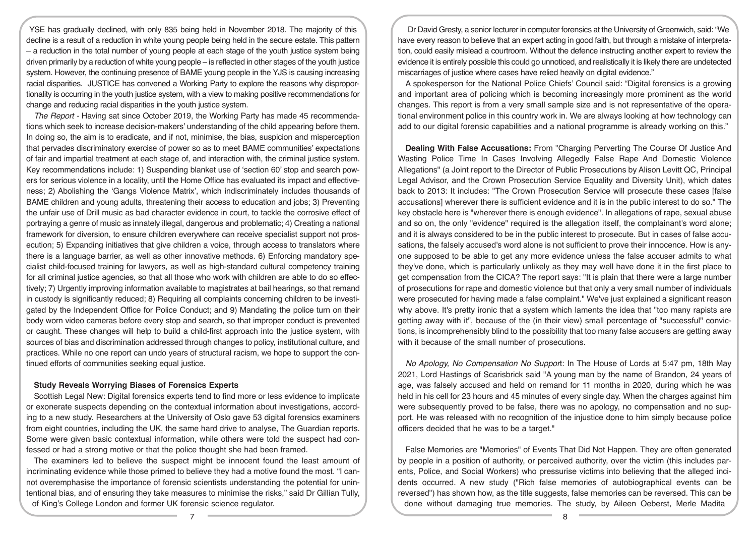YSE has gradually declined, with only 835 being held in November 2018. The majority of this decline is a result of a reduction in white young people being held in the secure estate. This pattern – a reduction in the total number of young people at each stage of the youth justice system being driven primarily by a reduction of white young people – is reflected in other stages of the youth justice system. However, the continuing presence of BAME young people in the YJS is causing increasing racial disparities. JUSTICE has convened a Working Party to explore the reasons why disproportionality is occurring in the youth justice system, with a view to making positive recommendations for change and reducing racial disparities in the youth justice system.

*The Report* - Having sat since October 2019, the Working Party has made 45 recommendations which seek to increase decision-makers' understanding of the child appearing before them. In doing so, the aim is to eradicate, and if not, minimise, the bias, suspicion and misperception that pervades discriminatory exercise of power so as to meet BAME communities' expectations of fair and impartial treatment at each stage of, and interaction with, the criminal justice system. Key recommendations include: 1) Suspending blanket use of 'section 60' stop and search powers for serious violence in a locality, until the Home Office has evaluated its impact and effectiveness; 2) Abolishing the 'Gangs Violence Matrix', which indiscriminately includes thousands of BAME children and young adults, threatening their access to education and jobs; 3) Preventing the unfair use of Drill music as bad character evidence in court, to tackle the corrosive effect of portraying a genre of music as innately illegal, dangerous and problematic; 4) Creating a national framework for diversion, to ensure children everywhere can receive specialist support not prosecution; 5) Expanding initiatives that give children a voice, through access to translators where there is a language barrier, as well as other innovative methods. 6) Enforcing mandatory specialist child-focused training for lawyers, as well as high-standard cultural competency training for all criminal justice agencies, so that all those who work with children are able to do so effectively; 7) Urgently improving information available to magistrates at bail hearings, so that remand in custody is significantly reduced; 8) Requiring all complaints concerning children to be investigated by the Independent Office for Police Conduct; and 9) Mandating the police turn on their body worn video cameras before every stop and search, so that improper conduct is prevented or caught. These changes will help to build a child-first approach into the justice system, with sources of bias and discrimination addressed through changes to policy, institutional culture, and practices. While no one report can undo years of structural racism, we hope to support the continued efforts of communities seeking equal justice.

**Study Reveals Worrying Biases of Forensics Experts**

Scottish Legal New: Digital forensics experts tend to find more or less evidence to implicate or exonerate suspects depending on the contextual information about investigations, according to a new study. Researchers at the University of Oslo gave 53 digital forensics examiners from eight countries, including the UK, the same hard drive to analyse, The Guardian reports. Some were given basic contextual information, while others were told the suspect had confessed or had a strong motive or that the police thought she had been framed.

The examiners led to believe the suspect might be innocent found the least amount of incriminating evidence while those primed to believe they had a motive found the most. "I cannot overemphasise the importance of forensic scientists understanding the potential for unintentional bias, and of ensuring they take measures to minimise the risks," said Dr Gillian Tully, of King's College London and former UK forensic science regulator.

Dr David Gresty, a senior lecturer in computer forensics at the University of Greenwich, said: "We have every reason to believe that an expert acting in good faith, but through a mistake of interpretation, could easily mislead a courtroom. Without the defence instructing another expert to review the evidence it is entirely possible this could go unnoticed, and realistically it is likely there are undetected miscarriages of justice where cases have relied heavily on digital evidence."

A spokesperson for the National Police Chiefs' Council said: "Digital forensics is a growing and important area of policing which is becoming increasingly more prominent as the world changes. This report is from a very small sample size and is not representative of the operational environment police in this country work in. We are always looking at how technology can add to our digital forensic capabilities and a national programme is already working on this."

**Dealing With False Accusations:** From "Charging Perverting The Course Of Justice And Wasting Police Time In Cases Involving Allegedly False Rape And Domestic Violence Allegations" (a Joint report to the Director of Public Prosecutions by Alison Levitt QC, Principal Legal Advisor, and the Crown Prosecution Service Equality and Diversity Unit), which dates back to 2013: It includes: "The Crown Prosecution Service will prosecute these cases [false accusations] wherever there is sufficient evidence and it is in the public interest to do so." The key obstacle here is "wherever there is enough evidence". In allegations of rape, sexual abuse and so on, the only "evidence" required is the allegation itself, the complainant's word alone; and it is always considered to be in the public interest to prosecute. But in cases of false accusations, the falsely accused's word alone is not sufficient to prove their innocence. How is anyone supposed to be able to get any more evidence unless the false accuser admits to what they've done, which is particularly unlikely as they may well have done it in the first place to get compensation from the CICA? The report says: "It is plain that there were a large number of prosecutions for rape and domestic violence but that only a very small number of individuals were prosecuted for having made a false complaint." We've just explained a significant reason why above. It's pretty ironic that a system which laments the idea that "too many rapists are getting away with it", because of the (in their view) small percentage of "successful" convictions, is incomprehensibly blind to the possibility that too many false accusers are getting away with it because of the small number of prosecutions.

*No Apology, No Compensation No Support*: In The House of Lords at 5:47 pm, 18th May 2021, Lord Hastings of Scarisbrick said "A young man by the name of Brandon, 24 years of age, was falsely accused and held on remand for 11 months in 2020, during which he was held in his cell for 23 hours and 45 minutes of every single day. When the charges against him were subsequently proved to be false, there was no apology, no compensation and no support. He was released with no recognition of the injustice done to him simply because police officers decided that he was to be a target."

False Memories are "Memories" of Events That Did Not Happen. They are often generated by people in a position of authority, or perceived authority, over the victim (this includes parents, Police, and Social Workers) who pressurise victims into believing that the alleged incidents occurred. A new study ("Rich false memories of autobiographical events can be reversed") has shown how, as the title suggests, false memories can be reversed. This can be done without damaging true memories. The study, by Aileen Oeberst, Merle Madita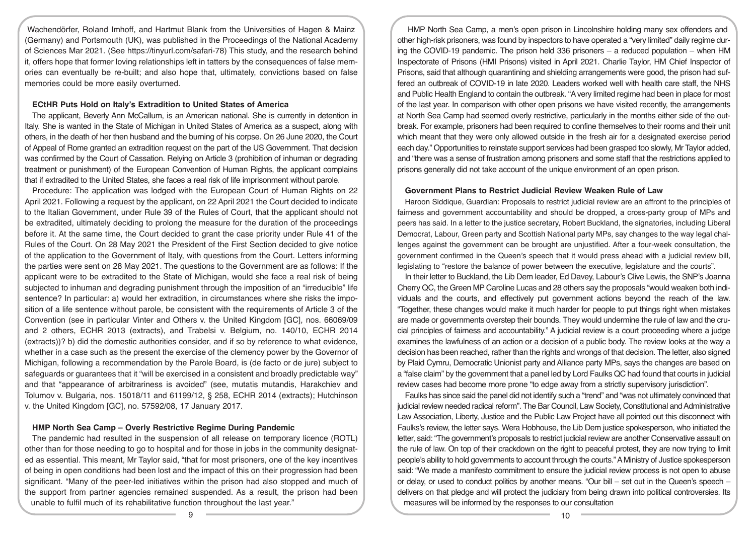Wachendörfer, Roland Imhoff, and Hartmut Blank from the Universities of Hagen & Mainz (Germany) and Portsmouth (UK), was published in the Proceedings of the National Academy of Sciences Mar 2021. (See https://tinyurl.com/safari-78) This study, and the research behind it, offers hope that former loving relationships left in tatters by the consequences of false memories can eventually be re-built; and also hope that, ultimately, convictions based on false memories could be more easily overturned.

### ECtHR Puts Hold on Italy's Extradition to United States of America

The applicant, Beverly Ann McCallum, is an American national. She is currently in detention in Italy. She is wanted in the State of Michigan in United States of America as a suspect, along with others, in the death of her then husband and the burning of his corpse. On 26 June 2020, the Court of Appeal of Rome granted an extradition request on the part of the US Government. That decision was confirmed by the Court of Cassation. Relying on Article 3 (prohibition of inhuman or degrading treatment or punishment) of the European Convention of Human Rights, the applicant complains that if extradited to the United States, she faces a real risk of life imprisonment without parole.

Procedure: The application was lodged with the European Court of Human Rights on 22 April 2021. Following a request by the applicant, on 22 April 2021 the Court decided to indicate to the Italian Government, under Rule 39 of the Rules of Court, that the applicant should not be extradited, ultimately deciding to prolong the measure for the duration of the proceedings before it. At the same time, the Court decided to grant the case priority under Rule 41 of the Rules of the Court. On 28 May 2021 the President of the First Section decided to give notice of the application to the Government of Italy, with questions from the Court. Letters informing the parties were sent on 28 May 2021. The questions to the Government are as follows: If the applicant were to be extradited to the State of Michigan, would she face a real risk of being subjected to inhuman and degrading punishment through the imposition of an "irreducible" life sentence? In particular: a) would her extradition, in circumstances where she risks the imposition of a life sentence without parole, be consistent with the requirements of Article 3 of the Convention (see in particular Vinter and Others v. the United Kingdom [GC], nos. 66069/09 and 2 others, ECHR 2013 (extracts), and Trabelsi v. Belgium, no. 140/10, ECHR 2014 (extracts))? b) did the domestic authorities consider, and if so by reference to what evidence, whether in a case such as the present the exercise of the clemency power by the Governor of Michigan, following a recommendation by the Parole Board, is (de facto or de jure) subject to safeguards or guarantees that it "will be exercised in a consistent and broadly predictable way" and that "appearance of arbitrariness is avoided" (see, mutatis mutandis, Harakchiev and Tolumov v. Bulgaria, nos. 15018/11 and 61199/12, § 258, ECHR 2014 (extracts); Hutchinson v. the United Kingdom [GC], no. 57592/08, 17 January 2017.

### HMP North Sea Camp – Overly Restrictive Regime During Pandemic

The pandemic had resulted in the suspension of all release on temporary licence (ROTL) other than for those needing to go to hospital and for those in jobs in the community designated as essential. This meant, Mr Taylor said, "that for most prisoners, one of the key incentives of being in open conditions had been lost and the impact of this on their progression had been significant. "Many of the peer-led initiatives within the prison had also stopped and much of the support from partner agencies remained suspended. As a result, the prison had been unable to fulfil much of its rehabilitative function throughout the last year."

HMP North Sea Camp, a men's open prison in Lincolnshire holding many sex offenders and other high-risk prisoners, was found by inspectors to have operated a "very limited" daily regime during the COVID-19 pandemic. The prison held 336 prisoners – a reduced population – when HM Inspectorate of Prisons (HMI Prisons) visited in April 2021. Charlie Taylor, HM Chief Inspector of Prisons, said that although quarantining and shielding arrangements were good, the prison had suffered an outbreak of COVID-19 in late 2020. Leaders worked well with health care staff, the NHS and Public Health England to contain the outbreak. "A very limited regime had been in place for most of the last year. In comparison with other open prisons we have visited recently, the arrangements at North Sea Camp had seemed overly restrictive, particularly in the months either side of the outbreak. For example, prisoners had been required to confine themselves to their rooms and their unit which meant that they were only allowed outside in the fresh air for a designated exercise period each day." Opportunities to reinstate support services had been grasped too slowly, Mr Taylor added, and "there was a sense of frustration among prisoners and some staff that the restrictions applied to prisons generally did not take account of the unique environment of an open prison.

### Government Plans to Restrict Judicial Review Weaken Rule of Law

Haroon Siddique, Guardian: Proposals to restrict judicial review are an affront to the principles of fairness and government accountability and should be dropped, a cross-party group of MPs and peers has said. In a letter to the justice secretary, Robert Buckland, the signatories, including Liberal Democrat, Labour, Green party and Scottish National party MPs, say changes to the way legal challenges against the government can be brought are unjustified. After a four-week consultation, the government confirmed in the Queen's speech that it would press ahead with a judicial review bill, legislating to "restore the balance of power between the executive, legislature and the courts".

In their letter to Buckland, the Lib Dem leader, Ed Davey, Labour's Clive Lewis, the SNP's Joanna Cherry QC, the Green MP Caroline Lucas and 28 others say the proposals "would weaken both individuals and the courts, and effectively put government actions beyond the reach of the law. "Together, these changes would make it much harder for people to put things right when mistakes are made or governments overstep their bounds. They would undermine the rule of law and the crucial principles of fairness and accountability." A judicial review is a court proceeding where a judge examines the lawfulness of an action or a decision of a public body. The review looks at the way a decision has been reached, rather than the rights and wrongs of that decision. The letter, also signed by Plaid Cymru, Democratic Unionist party and Alliance party MPs, says the changes are based on a "false claim" by the government that a panel led by Lord Faulks QC had found that courts in judicial review cases had become more prone "to edge away from a strictly supervisory jurisdiction".

Faulks has since said the panel did not identify such a "trend" and "was not ultimately convinced that judicial review needed radical reform". The Bar Council, Law Society, Constitutional and Administrative Law Association, Liberty, Justice and the Public Law Project have all pointed out this disconnect with Faulks's review, the letter says. Wera Hobhouse, the Lib Dem justice spokesperson, who initiated the letter, said: "The government's proposals to restrict judicial review are another Conservative assault on the rule of law. On top of their crackdown on the right to peaceful protest, they are now trying to limit people's ability to hold governments to account through the courts." A Ministry of Justice spokesperson said: "We made a manifesto commitment to ensure the judicial review process is not open to abuse or delay, or used to conduct politics by another means. "Our bill – set out in the Queen's speech – delivers on that pledge and will protect the judiciary from being drawn into political controversies. Its measures will be informed by the responses to our consultation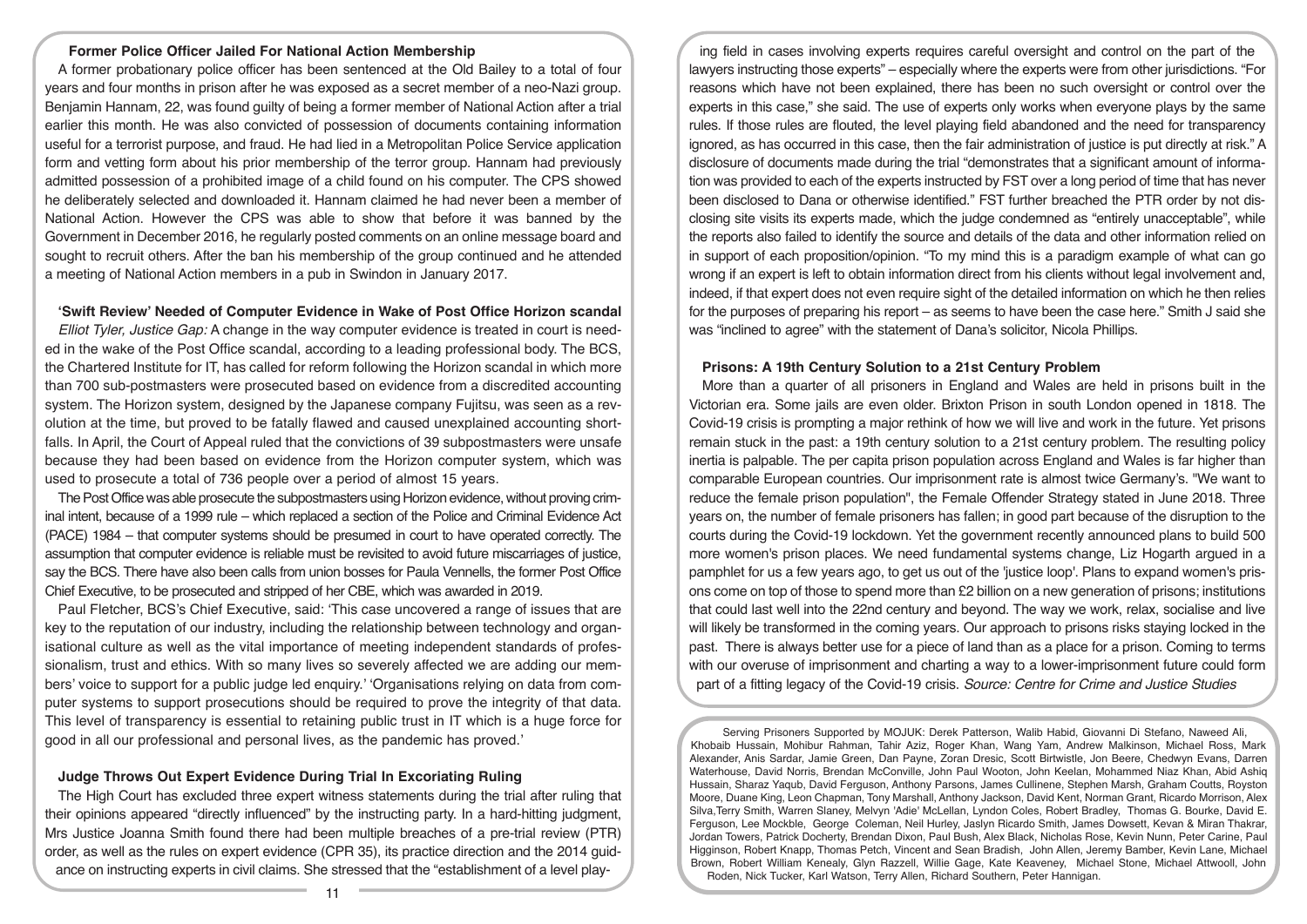### Former Police Officer Jailed For National Action Membership

A former probationary police officer has been sentenced at the Old Bailey to a total of four years and four months in prison after he was exposed as a secret member of a neo-Nazi group. Benjamin Hannam, 22, was found guilty of being a former member of National Action after a trial earlier this month. He was also convicted of possession of documents containing information useful for a terrorist purpose, and fraud. He had lied in a Metropolitan Police Service application form and vetting form about his prior membership of the terror group. Hannam had previously admitted possession of a prohibited image of a child found on his computer. The CPS showed he deliberately selected and downloaded it. Hannam claimed he had never been a member of National Action. However the CPS was able to show that before it was banned by the Government in December 2016, he regularly posted comments on an online message board and sought to recruit others. After the ban his membership of the group continued and he attended a meeting of National Action members in a pub in Swindon in January 2017.

### 'Swift Review' Needed of Computer Evidence in Wake of Post Office Horizon scandal

*Elliot Tyler, Justice Gap:* A change in the way computer evidence is treated in court is needed in the wake of the Post Office scandal, according to a leading professional body. The BCS, the Chartered Institute for IT, has called for reform following the Horizon scandal in which more than 700 sub-postmasters were prosecuted based on evidence from a discredited accounting system. The Horizon system, designed by the Japanese company Fujitsu, was seen as a revolution at the time, but proved to be fatally flawed and caused unexplained accounting shortfalls. In April, the Court of Appeal ruled that the convictions of 39 subpostmasters were unsafe because they had been based on evidence from the Horizon computer system, which was used to prosecute a total of 736 people over a period of almost 15 years.

The Post Office was able prosecute the subpostmasters using Horizon evidence, without proving criminal intent, because of a 1999 rule – which replaced a section of the Police and Criminal Evidence Act (PACE) 1984 – that computer systems should be presumed in court to have operated correctly. The assumption that computer evidence is reliable must be revisited to avoid future miscarriages of justice, say the BCS. There have also been calls from union bosses for Paula Vennells, the former Post Office Chief Executive, to be prosecuted and stripped of her CBE, which was awarded in 2019.

Paul Fletcher, BCS's Chief Executive, said: 'This case uncovered a range of issues that are key to the reputation of our industry, including the relationship between technology and organisational culture as well as the vital importance of meeting independent standards of professionalism, trust and ethics. With so many lives so severely affected we are adding our members' voice to support for a public judge led enquiry.' 'Organisations relying on data from computer systems to support prosecutions should be required to prove the integrity of that data. This level of transparency is essential to retaining public trust in IT which is a huge force for good in all our professional and personal lives, as the pandemic has proved.'

### Judge Throws Out Expert Evidence During Trial In Excoriating Ruling

The High Court has excluded three expert witness statements during the trial after ruling that their opinions appeared "directly influenced" by the instructing party. In a hard-hitting judgment, Mrs Justice Joanna Smith found there had been multiple breaches of a pre-trial review (PTR) order, as well as the rules on expert evidence (CPR 35), its practice direction and the 2014 guidance on instructing experts in civil claims. She stressed that the "establishment of a level playing field in cases involving experts requires careful oversight and control on the part of the lawyers instructing those experts" – especially where the experts were from other jurisdictions. "For reasons which have not been explained, there has been no such oversight or control over the experts in this case," she said. The use of experts only works when everyone plays by the same rules. If those rules are flouted, the level playing field abandoned and the need for transparency ignored, as has occurred in this case, then the fair administration of justice is put directly at risk." A disclosure of documents made during the trial "demonstrates that a significant amount of information was provided to each of the experts instructed by FST over a long period of time that has never been disclosed to Dana or otherwise identified." FST further breached the PTR order by not disclosing site visits its experts made, which the judge condemned as "entirely unacceptable", while the reports also failed to identify the source and details of the data and other information relied on in support of each proposition/opinion. "To my mind this is a paradigm example of what can go wrong if an expert is left to obtain information direct from his clients without legal involvement and, indeed, if that expert does not even require sight of the detailed information on which he then relies for the purposes of preparing his report – as seems to have been the case here." Smith J said she was "inclined to agree" with the statement of Dana's solicitor, Nicola Phillips.

### Prisons: A 19th Century Solution to a 21st Century Problem

More than a quarter of all prisoners in England and Wales are held in prisons built in the Victorian era. Some jails are even older. Brixton Prison in south London opened in 1818. The Covid-19 crisis is prompting a major rethink of how we will live and work in the future. Yet prisons remain stuck in the past: a 19th century solution to a 21st century problem. The resulting policy inertia is palpable. The per capita prison population across England and Wales is far higher than comparable European countries. Our imprisonment rate is almost twice Germany's. "We want to reduce the female prison population", the Female Offender Strategy stated in June 2018. Three years on, the number of female prisoners has fallen; in good part because of the disruption to the courts during the Covid-19 lockdown. Yet the government recently announced plans to build 500 more women's prison places. We need fundamental systems change, Liz Hogarth argued in a pamphlet for us a few years ago, to get us out of the 'justice loop'. Plans to expand women's prisons come on top of those to spend more than £2 billion on a new generation of prisons; institutions that could last well into the 22nd century and beyond. The way we work, relax, socialise and live will likely be transformed in the coming years. Our approach to prisons risks staying locked in the past. There is always better use for a piece of land than as a place for a prison. Coming to terms with our overuse of imprisonment and charting a way to a lower-imprisonment future could form part of a fitting legacy of the Covid-19 crisis. *Source: Centre for Crime and Justice Studies*

Serving Prisoners Supported by MOJUK: Derek Patterson, Walib Habid, Giovanni Di Stefano, Naweed Ali, Khobaib Hussain, Mohibur Rahman, Tahir Aziz, Roger Khan, Wang Yam, Andrew Malkinson, Michael Ross, Mark Alexander, Anis Sardar, Jamie Green, Dan Payne, Zoran Dresic, Scott Birtwistle, Jon Beere, Chedwyn Evans, Darren Waterhouse, David Norris, Brendan McConville, John Paul Wooton, John Keelan, Mohammed Niaz Khan, Abid Ashiq Hussain, Sharaz Yaqub, David Ferguson, Anthony Parsons, James Cullinene, Stephen Marsh, Graham Coutts, Royston Moore, Duane King, Leon Chapman, Tony Marshall, Anthony Jackson, David Kent, Norman Grant, Ricardo Morrison, Alex Silva,Terry Smith, Warren Slaney, Melvyn 'Adie' McLellan, Lyndon Coles, Robert Bradley, Thomas G. Bourke, David E. Ferguson, Lee Mockble, George Coleman, Neil Hurley, Jaslyn Ricardo Smith, James Dowsett, Kevan & Miran Thakrar, Jordan Towers, Patrick Docherty, Brendan Dixon, Paul Bush, Alex Black, Nicholas Rose, Kevin Nunn, Peter Carine, Paul Higginson, Robert Knapp, Thomas Petch, Vincent and Sean Bradish, John Allen, Jeremy Bamber, Kevin Lane, Michael Brown, Robert William Kenealy, Glyn Razzell, Willie Gage, Kate Keaveney, Michael Stone, Michael Attwooll, John Roden, Nick Tucker, Karl Watson, Terry Allen, Richard Southern, Peter Hannigan.